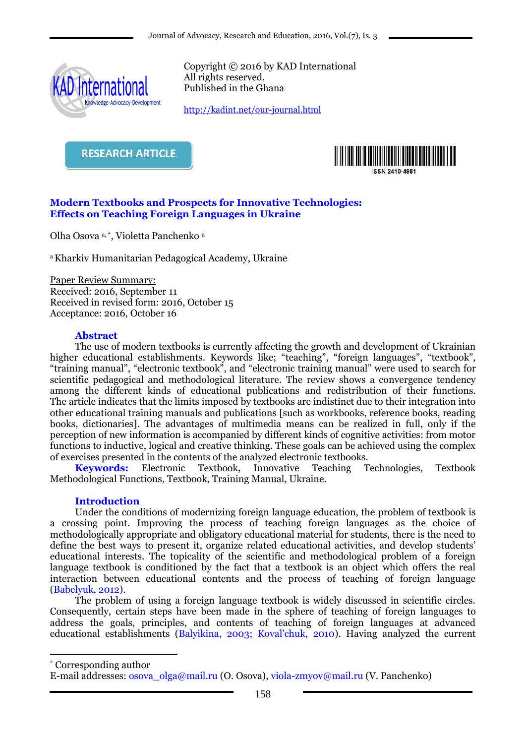Copyright © 2016 by KAD International
All rights reserved.
Published in the Ghana

http://kadint.net/our-journal.html

RESEARCH ARTICLE

ISSN 2410-4981

# Modern Textbooks and Prospects for Innovative Technologies: Effects on Teaching Foreign Languages in Ukraine

Olha Osova [a, *], Violetta Panchenko [a]

[a] Kharkiv Humanitarian Pedagogical Academy, Ukraine

Paper Review Summary:
Received: 2016, September 11
Received in revised form: 2016, October 15
Acceptance: 2016, October 16

## Abstract

The use of modern textbooks is currently affecting the growth and development of Ukrainian higher educational establishments. Keywords like; "teaching", "foreign languages", "textbook", "training manual", "electronic textbook", and "electronic training manual" were used to search for scientific pedagogical and methodological literature. The review shows a convergence tendency among the different kinds of educational publications and redistribution of their functions. The article indicates that the limits imposed by textbooks are indistinct due to their integration into other educational training manuals and publications [such as workbooks, reference books, reading books, dictionaries]. The advantages of multimedia means can be realized in full, only if the perception of new information is accompanied by different kinds of cognitive activities: from motor functions to inductive, logical and creative thinking. These goals can be achieved using the complex of exercises presented in the contents of the analyzed electronic textbooks.

**Keywords:** Electronic Textbook, Innovative Teaching Technologies, Textbook Methodological Functions, Textbook, Training Manual, Ukraine.

## Introduction

Under the conditions of modernizing foreign language education, the problem of textbook is a crossing point. Improving the process of teaching foreign languages as the choice of methodologically appropriate and obligatory educational material for students, there is the need to define the best ways to present it, organize related educational activities, and develop students' educational interests. The topicality of the scientific and methodological problem of a foreign language textbook is conditioned by the fact that a textbook is an object which offers the real interaction between educational contents and the process of teaching of foreign language (Babelyuk, 2012).

The problem of using a foreign language textbook is widely discussed in scientific circles. Consequently, certain steps have been made in the sphere of teaching of foreign languages to address the goals, principles, and contents of teaching of foreign languages at advanced educational establishments (Balyikina, 2003; Koval'chuk, 2010). Having analyzed the current

---

[*] Corresponding author
E-mail addresses: osova_olga@mail.ru (O. Osova), viola-zmyov@mail.ru (V. Panchenko)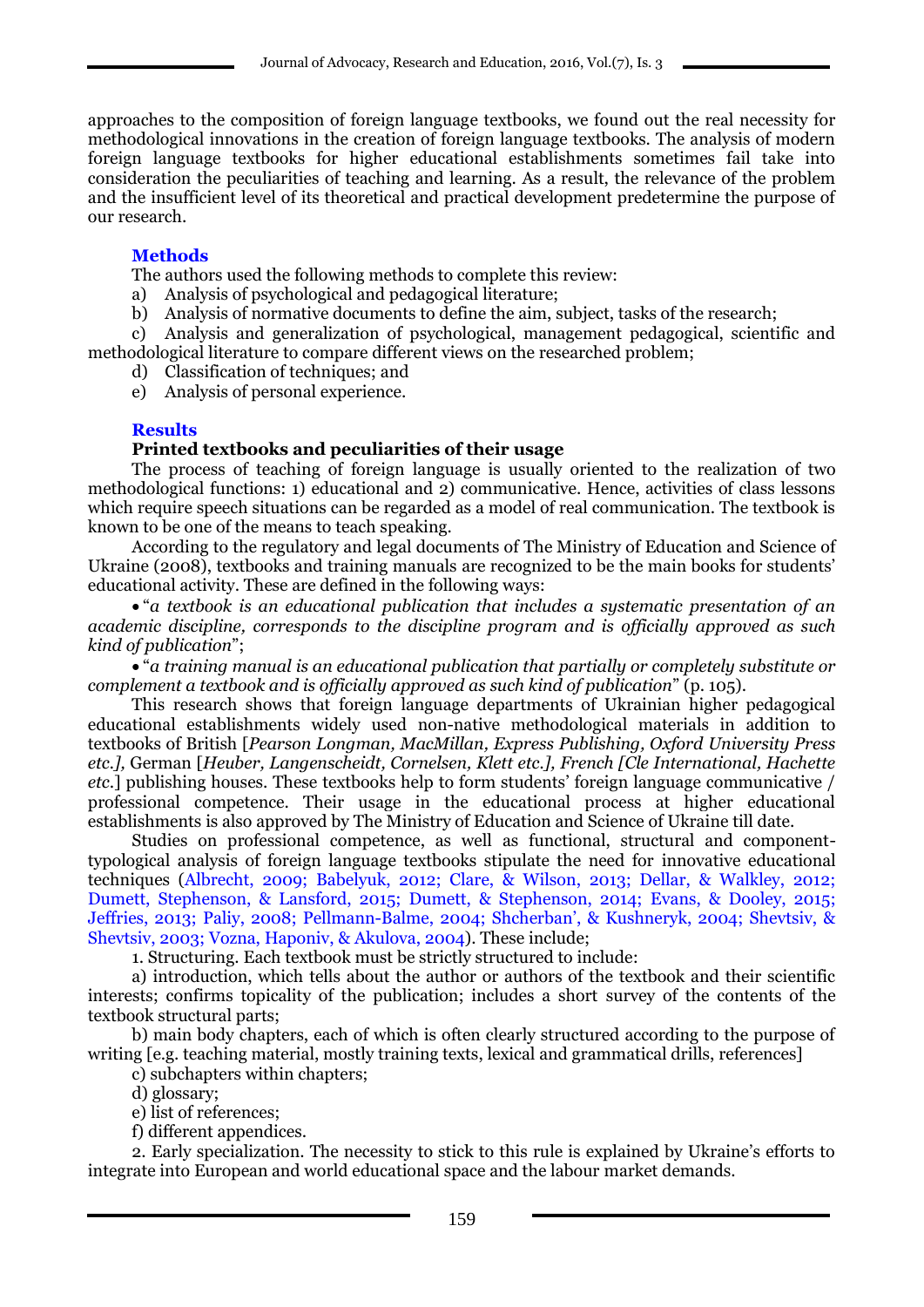approaches to the composition of foreign language textbooks, we found out the real necessity for methodological innovations in the creation of foreign language textbooks. The analysis of modern foreign language textbooks for higher educational establishments sometimes fail take into consideration the peculiarities of teaching and learning. As a result, the relevance of the problem and the insufficient level of its theoretical and practical development predetermine the purpose of our research.

## Methods

The authors used the following methods to complete this review:

a) Analysis of psychological and pedagogical literature;
b) Analysis of normative documents to define the aim, subject, tasks of the research;
c) Analysis and generalization of psychological, management pedagogical, scientific and methodological literature to compare different views on the researched problem;
d) Classification of techniques; and
e) Analysis of personal experience.

## Results

### Printed textbooks and peculiarities of their usage

The process of teaching of foreign language is usually oriented to the realization of two methodological functions: 1) educational and 2) communicative. Hence, activities of class lessons which require speech situations can be regarded as a model of real communication. The textbook is known to be one of the means to teach speaking.

According to the regulatory and legal documents of The Ministry of Education and Science of Ukraine (2008), textbooks and training manuals are recognized to be the main books for students' educational activity. These are defined in the following ways:

- "*a textbook is an educational publication that includes a systematic presentation of an academic discipline, corresponds to the discipline program and is officially approved as such kind of publication*";
- "*a training manual is an educational publication that partially or completely substitute or complement a textbook and is officially approved as such kind of publication*" (p. 105).

This research shows that foreign language departments of Ukrainian higher pedagogical educational establishments widely used non-native methodological materials in addition to textbooks of British [*Pearson Longman, MacMillan, Express Publishing, Oxford University Press etc.],* German [*Heuber, Langenscheidt, Cornelsen, Klett etc.], French [Cle International, Hachette etc.*] publishing houses. These textbooks help to form students' foreign language communicative / professional competence. Their usage in the educational process at higher educational establishments is also approved by The Ministry of Education and Science of Ukraine till date.

Studies on professional competence, as well as functional, structural and component-typological analysis of foreign language textbooks stipulate the need for innovative educational techniques (Albrecht, 2009; Babelyuk, 2012; Clare, & Wilson, 2013; Dellar, & Walkley, 2012; Dumett, Stephenson, & Lansford, 2015; Dumett, & Stephenson, 2014; Evans, & Dooley, 2015; Jeffries, 2013; Paliy, 2008; Pellmann-Balme, 2004; Shcherban', & Kushneryk, 2004; Shevtsiv, & Shevtsiv, 2003; Vozna, Haponiv, & Akulova, 2004). These include;

1. Structuring. Each textbook must be strictly structured to include:

a) introduction, which tells about the author or authors of the textbook and their scientific interests; confirms topicality of the publication; includes a short survey of the contents of the textbook structural parts;

b) main body chapters, each of which is often clearly structured according to the purpose of writing [e.g. teaching material, mostly training texts, lexical and grammatical drills, references]

c) subchapters within chapters;

d) glossary;

e) list of references;

f) different appendices.

2. Early specialization. The necessity to stick to this rule is explained by Ukraine's efforts to integrate into European and world educational space and the labour market demands.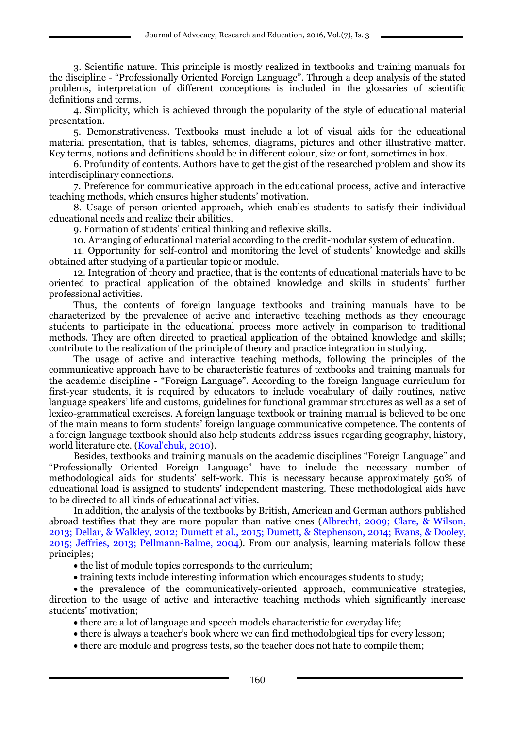3. Scientific nature. This principle is mostly realized in textbooks and training manuals for the discipline - "Professionally Oriented Foreign Language". Through a deep analysis of the stated problems, interpretation of different conceptions is included in the glossaries of scientific definitions and terms.

4. Simplicity, which is achieved through the popularity of the style of educational material presentation.

5. Demonstrativeness. Textbooks must include a lot of visual aids for the educational material presentation, that is tables, schemes, diagrams, pictures and other illustrative matter. Key terms, notions and definitions should be in different colour, size or font, sometimes in box.

6. Profundity of contents. Authors have to get the gist of the researched problem and show its interdisciplinary connections.

7. Preference for communicative approach in the educational process, active and interactive teaching methods, which ensures higher students' motivation.

8. Usage of person-oriented approach, which enables students to satisfy their individual educational needs and realize their abilities.

9. Formation of students' critical thinking and reflexive skills.

10. Arranging of educational material according to the credit-modular system of education.

11. Opportunity for self-control and monitoring the level of students' knowledge and skills obtained after studying of a particular topic or module.

12. Integration of theory and practice, that is the contents of educational materials have to be oriented to practical application of the obtained knowledge and skills in students' further professional activities.

Thus, the contents of foreign language textbooks and training manuals have to be characterized by the prevalence of active and interactive teaching methods as they encourage students to participate in the educational process more actively in comparison to traditional methods. They are often directed to practical application of the obtained knowledge and skills; contribute to the realization of the principle of theory and practice integration in studying.

The usage of active and interactive teaching methods, following the principles of the communicative approach have to be characteristic features of textbooks and training manuals for the academic discipline - "Foreign Language". According to the foreign language curriculum for first-year students, it is required by educators to include vocabulary of daily routines, native language speakers' life and customs, guidelines for functional grammar structures as well as a set of lexico-grammatical exercises. A foreign language textbook or training manual is believed to be one of the main means to form students' foreign language communicative competence. The contents of a foreign language textbook should also help students address issues regarding geography, history, world literature etc. (Koval'chuk, 2010).

Besides, textbooks and training manuals on the academic disciplines "Foreign Language" and "Professionally Oriented Foreign Language" have to include the necessary number of methodological aids for students' self-work. This is necessary because approximately 50% of educational load is assigned to students' independent mastering. These methodological aids have to be directed to all kinds of educational activities.

In addition, the analysis of the textbooks by British, American and German authors published abroad testifies that they are more popular than native ones (Albrecht, 2009; Clare, & Wilson, 2013; Dellar, & Walkley, 2012; Dumett et al., 2015; Dumett, & Stephenson, 2014; Evans, & Dooley, 2015; Jeffries, 2013; Pellmann-Balme, 2004). From our analysis, learning materials follow these principles;

- the list of module topics corresponds to the curriculum;
- training texts include interesting information which encourages students to study;
- the prevalence of the communicatively-oriented approach, communicative strategies, direction to the usage of active and interactive teaching methods which significantly increase students' motivation;
- there are a lot of language and speech models characteristic for everyday life;
- there is always a teacher's book where we can find methodological tips for every lesson;
- there are module and progress tests, so the teacher does not hate to compile them;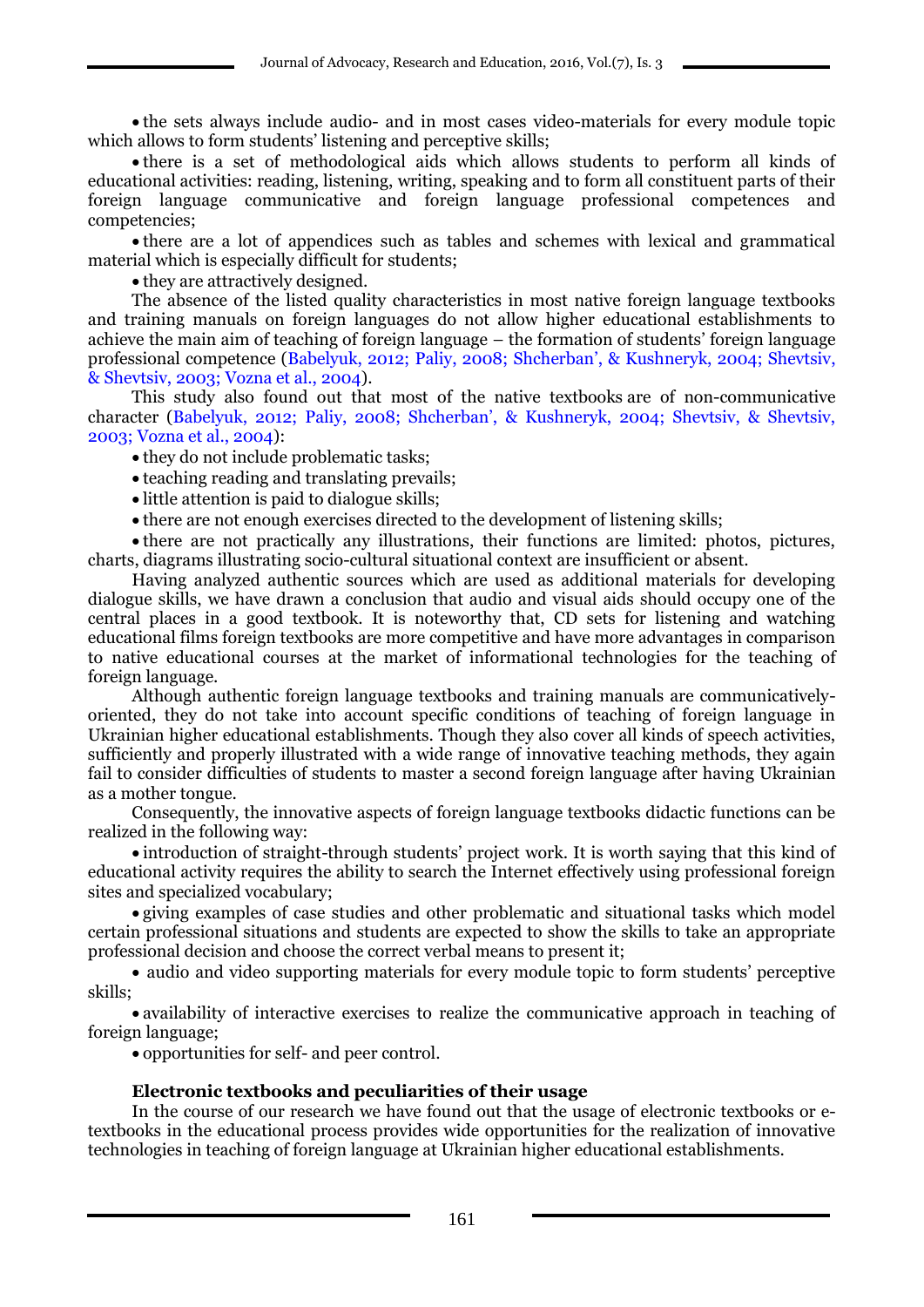- the sets always include audio- and in most cases video-materials for every module topic which allows to form students' listening and perceptive skills;
- there is a set of methodological aids which allows students to perform all kinds of educational activities: reading, listening, writing, speaking and to form all constituent parts of their foreign language communicative and foreign language professional competences and competencies;
- there are a lot of appendices such as tables and schemes with lexical and grammatical material which is especially difficult for students;
- they are attractively designed.

The absence of the listed quality characteristics in most native foreign language textbooks and training manuals on foreign languages do not allow higher educational establishments to achieve the main aim of teaching of foreign language – the formation of students' foreign language professional competence (Babelyuk, 2012; Paliy, 2008; Shcherban', & Kushneryk, 2004; Shevtsiv, & Shevtsiv, 2003; Vozna et al., 2004).

This study also found out that most of the native textbooks are of non-communicative character (Babelyuk, 2012; Paliy, 2008; Shcherban', & Kushneryk, 2004; Shevtsiv, & Shevtsiv, 2003; Vozna et al., 2004):

- they do not include problematic tasks;
- teaching reading and translating prevails;
- little attention is paid to dialogue skills;
- there are not enough exercises directed to the development of listening skills;
- there are not practically any illustrations, their functions are limited: photos, pictures, charts, diagrams illustrating socio-cultural situational context are insufficient or absent.

Having analyzed authentic sources which are used as additional materials for developing dialogue skills, we have drawn a conclusion that audio and visual aids should occupy one of the central places in a good textbook. It is noteworthy that, CD sets for listening and watching educational films foreign textbooks are more competitive and have more advantages in comparison to native educational courses at the market of informational technologies for the teaching of foreign language.

Although authentic foreign language textbooks and training manuals are communicatively-oriented, they do not take into account specific conditions of teaching of foreign language in Ukrainian higher educational establishments. Though they also cover all kinds of speech activities, sufficiently and properly illustrated with a wide range of innovative teaching methods, they again fail to consider difficulties of students to master a second foreign language after having Ukrainian as a mother tongue.

Consequently, the innovative aspects of foreign language textbooks didactic functions can be realized in the following way:

- introduction of straight-through students' project work. It is worth saying that this kind of educational activity requires the ability to search the Internet effectively using professional foreign sites and specialized vocabulary;
- giving examples of case studies and other problematic and situational tasks which model certain professional situations and students are expected to show the skills to take an appropriate professional decision and choose the correct verbal means to present it;
- audio and video supporting materials for every module topic to form students' perceptive skills;
- availability of interactive exercises to realize the communicative approach in teaching of foreign language;
- opportunities for self- and peer control.

### Electronic textbooks and peculiarities of their usage

In the course of our research we have found out that the usage of electronic textbooks or e-textbooks in the educational process provides wide opportunities for the realization of innovative technologies in teaching of foreign language at Ukrainian higher educational establishments.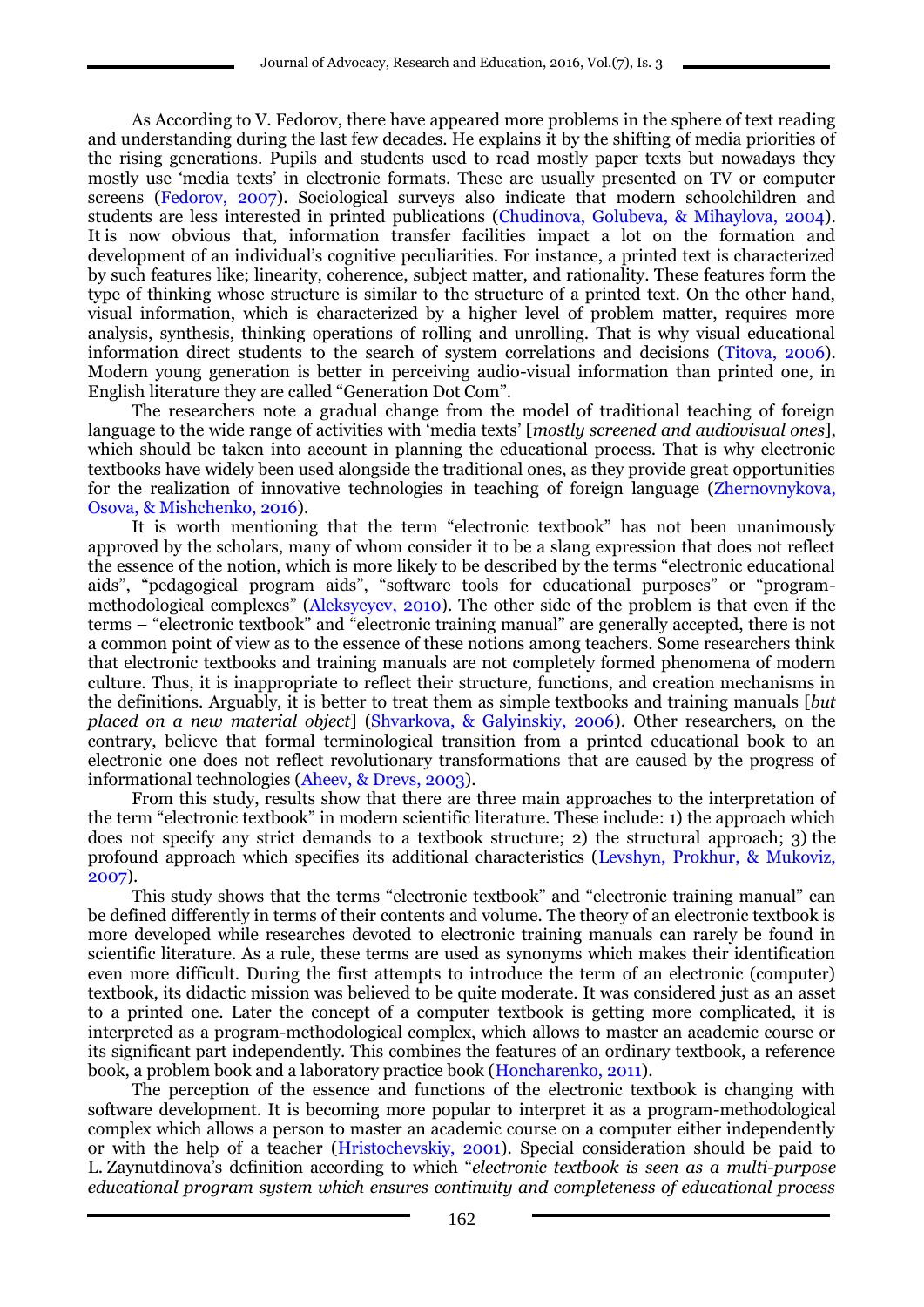As According to V. Fedorov, there have appeared more problems in the sphere of text reading and understanding during the last few decades. He explains it by the shifting of media priorities of the rising generations. Pupils and students used to read mostly paper texts but nowadays they mostly use 'media texts' in electronic formats. These are usually presented on TV or computer screens (Fedorov, 2007). Sociological surveys also indicate that modern schoolchildren and students are less interested in printed publications (Chudinova, Golubeva, & Mihaylova, 2004). It is now obvious that, information transfer facilities impact a lot on the formation and development of an individual's cognitive peculiarities. For instance, a printed text is characterized by such features like; linearity, coherence, subject matter, and rationality. These features form the type of thinking whose structure is similar to the structure of a printed text. On the other hand, visual information, which is characterized by a higher level of problem matter, requires more analysis, synthesis, thinking operations of rolling and unrolling. That is why visual educational information direct students to the search of system correlations and decisions (Titova, 2006). Modern young generation is better in perceiving audio-visual information than printed one, in English literature they are called "Generation Dot Com".

The researchers note a gradual change from the model of traditional teaching of foreign language to the wide range of activities with 'media texts' [*mostly screened and audiovisual ones*], which should be taken into account in planning the educational process. That is why electronic textbooks have widely been used alongside the traditional ones, as they provide great opportunities for the realization of innovative technologies in teaching of foreign language (Zhernovnykova, Osova, & Mishchenko, 2016).

It is worth mentioning that the term "electronic textbook" has not been unanimously approved by the scholars, many of whom consider it to be a slang expression that does not reflect the essence of the notion, which is more likely to be described by the terms "electronic educational aids", "pedagogical program aids", "software tools for educational purposes" or "program-methodological complexes" (Aleksyeyev, 2010). The other side of the problem is that even if the terms – "electronic textbook" and "electronic training manual" are generally accepted, there is not a common point of view as to the essence of these notions among teachers. Some researchers think that electronic textbooks and training manuals are not completely formed phenomena of modern culture. Thus, it is inappropriate to reflect their structure, functions, and creation mechanisms in the definitions. Arguably, it is better to treat them as simple textbooks and training manuals [*but placed on a new material object*] (Shvarkova, & Galyinskiy, 2006). Other researchers, on the contrary, believe that formal terminological transition from a printed educational book to an electronic one does not reflect revolutionary transformations that are caused by the progress of informational technologies (Aheev, & Drevs, 2003).

From this study, results show that there are three main approaches to the interpretation of the term "electronic textbook" in modern scientific literature. These include: 1) the approach which does not specify any strict demands to a textbook structure; 2) the structural approach; 3) the profound approach which specifies its additional characteristics (Levshyn, Prokhur, & Mukoviz, 2007).

This study shows that the terms "electronic textbook" and "electronic training manual" can be defined differently in terms of their contents and volume. The theory of an electronic textbook is more developed while researches devoted to electronic training manuals can rarely be found in scientific literature. As a rule, these terms are used as synonyms which makes their identification even more difficult. During the first attempts to introduce the term of an electronic (computer) textbook, its didactic mission was believed to be quite moderate. It was considered just as an asset to a printed one. Later the concept of a computer textbook is getting more complicated, it is interpreted as a program-methodological complex, which allows to master an academic course or its significant part independently. This combines the features of an ordinary textbook, a reference book, a problem book and a laboratory practice book (Honcharenko, 2011).

The perception of the essence and functions of the electronic textbook is changing with software development. It is becoming more popular to interpret it as a program-methodological complex which allows a person to master an academic course on a computer either independently or with the help of a teacher (Hristochevskiy, 2001). Special consideration should be paid to L. Zaynutdinova's definition according to which "*electronic textbook is seen as a multi-purpose educational program system which ensures continuity and completeness of educational process*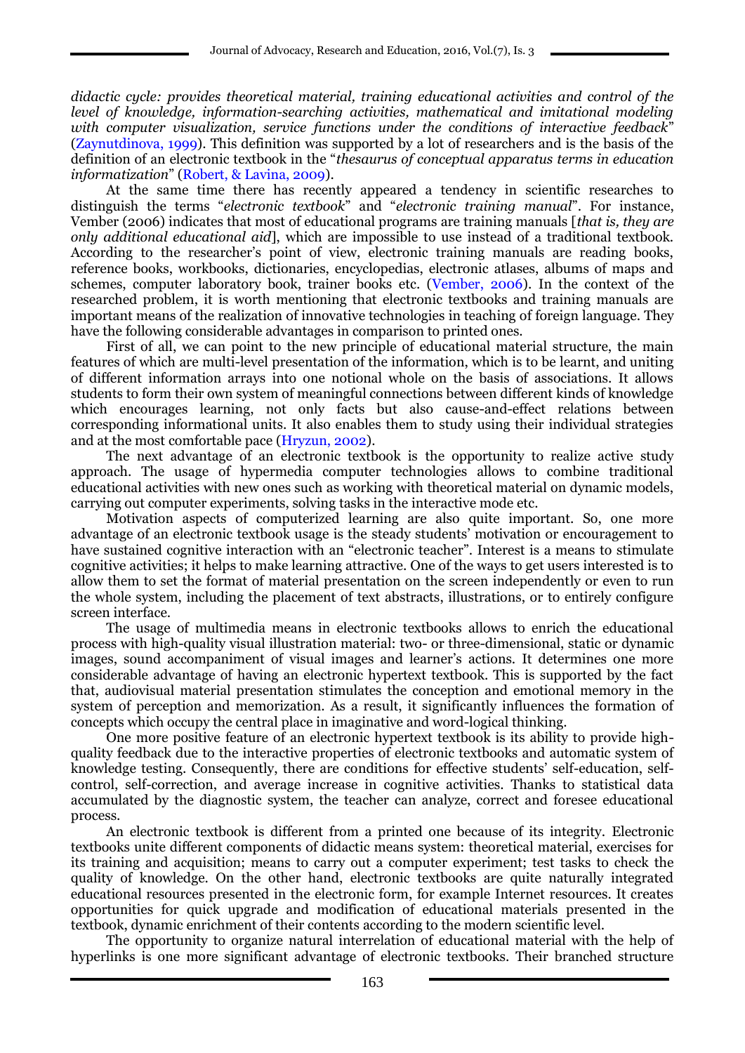*didactic cycle: provides theoretical material, training educational activities and control of the level of knowledge, information-searching activities, mathematical and imitational modeling with computer visualization, service functions under the conditions of interactive feedback*" (Zaynutdinova, 1999). This definition was supported by a lot of researchers and is the basis of the definition of an electronic textbook in the "*thesaurus of conceptual apparatus terms in education informatization*" (Robert, & Lavina, 2009).

At the same time there has recently appeared a tendency in scientific researches to distinguish the terms "*electronic textbook*" and "*electronic training manual*". For instance, Vember (2006) indicates that most of educational programs are training manuals [*that is, they are only additional educational aid*], which are impossible to use instead of a traditional textbook. According to the researcher's point of view, electronic training manuals are reading books, reference books, workbooks, dictionaries, encyclopedias, electronic atlases, albums of maps and schemes, computer laboratory book, trainer books etc. (Vember, 2006). In the context of the researched problem, it is worth mentioning that electronic textbooks and training manuals are important means of the realization of innovative technologies in teaching of foreign language. They have the following considerable advantages in comparison to printed ones.

First of all, we can point to the new principle of educational material structure, the main features of which are multi-level presentation of the information, which is to be learnt, and uniting of different information arrays into one notional whole on the basis of associations. It allows students to form their own system of meaningful connections between different kinds of knowledge which encourages learning, not only facts but also cause-and-effect relations between corresponding informational units. It also enables them to study using their individual strategies and at the most comfortable pace (Hryzun, 2002).

The next advantage of an electronic textbook is the opportunity to realize active study approach. The usage of hypermedia computer technologies allows to combine traditional educational activities with new ones such as working with theoretical material on dynamic models, carrying out computer experiments, solving tasks in the interactive mode etc.

Motivation aspects of computerized learning are also quite important. So, one more advantage of an electronic textbook usage is the steady students' motivation or encouragement to have sustained cognitive interaction with an "electronic teacher". Interest is a means to stimulate cognitive activities; it helps to make learning attractive. One of the ways to get users interested is to allow them to set the format of material presentation on the screen independently or even to run the whole system, including the placement of text abstracts, illustrations, or to entirely configure screen interface.

The usage of multimedia means in electronic textbooks allows to enrich the educational process with high-quality visual illustration material: two- or three-dimensional, static or dynamic images, sound accompaniment of visual images and learner's actions. It determines one more considerable advantage of having an electronic hypertext textbook. This is supported by the fact that, audiovisual material presentation stimulates the conception and emotional memory in the system of perception and memorization. As a result, it significantly influences the formation of concepts which occupy the central place in imaginative and word-logical thinking.

One more positive feature of an electronic hypertext textbook is its ability to provide high-quality feedback due to the interactive properties of electronic textbooks and automatic system of knowledge testing. Consequently, there are conditions for effective students' self-education, self-control, self-correction, and average increase in cognitive activities. Thanks to statistical data accumulated by the diagnostic system, the teacher can analyze, correct and foresee educational process.

An electronic textbook is different from a printed one because of its integrity. Electronic textbooks unite different components of didactic means system: theoretical material, exercises for its training and acquisition; means to carry out a computer experiment; test tasks to check the quality of knowledge. On the other hand, electronic textbooks are quite naturally integrated educational resources presented in the electronic form, for example Internet resources. It creates opportunities for quick upgrade and modification of educational materials presented in the textbook, dynamic enrichment of their contents according to the modern scientific level.

The opportunity to organize natural interrelation of educational material with the help of hyperlinks is one more significant advantage of electronic textbooks. Their branched structure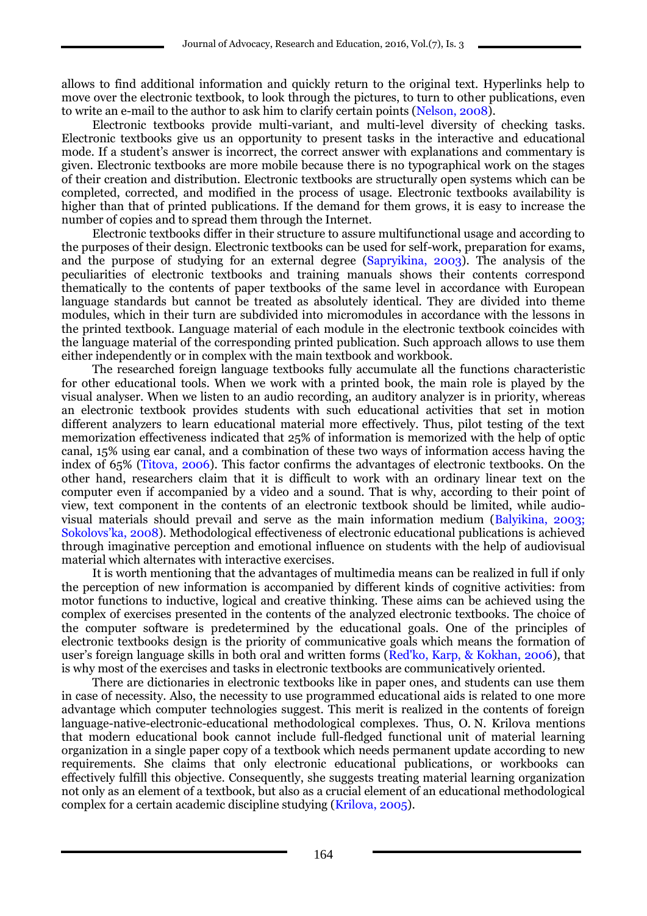allows to find additional information and quickly return to the original text. Hyperlinks help to move over the electronic textbook, to look through the pictures, to turn to other publications, even to write an e-mail to the author to ask him to clarify certain points (Nelson, 2008).

Electronic textbooks provide multi-variant, and multi-level diversity of checking tasks. Electronic textbooks give us an opportunity to present tasks in the interactive and educational mode. If a student's answer is incorrect, the correct answer with explanations and commentary is given. Electronic textbooks are more mobile because there is no typographical work on the stages of their creation and distribution. Electronic textbooks are structurally open systems which can be completed, corrected, and modified in the process of usage. Electronic textbooks availability is higher than that of printed publications. If the demand for them grows, it is easy to increase the number of copies and to spread them through the Internet.

Electronic textbooks differ in their structure to assure multifunctional usage and according to the purposes of their design. Electronic textbooks can be used for self-work, preparation for exams, and the purpose of studying for an external degree (Sapryikina, 2003). The analysis of the peculiarities of electronic textbooks and training manuals shows their contents correspond thematically to the contents of paper textbooks of the same level in accordance with European language standards but cannot be treated as absolutely identical. They are divided into theme modules, which in their turn are subdivided into micromodules in accordance with the lessons in the printed textbook. Language material of each module in the electronic textbook coincides with the language material of the corresponding printed publication. Such approach allows to use them either independently or in complex with the main textbook and workbook.

The researched foreign language textbooks fully accumulate all the functions characteristic for other educational tools. When we work with a printed book, the main role is played by the visual analyser. When we listen to an audio recording, an auditory analyzer is in priority, whereas an electronic textbook provides students with such educational activities that set in motion different analyzers to learn educational material more effectively. Thus, pilot testing of the text memorization effectiveness indicated that 25% of information is memorized with the help of optic canal, 15% using ear canal, and a combination of these two ways of information access having the index of 65% (Titova, 2006). This factor confirms the advantages of electronic textbooks. On the other hand, researchers claim that it is difficult to work with an ordinary linear text on the computer even if accompanied by a video and a sound. That is why, according to their point of view, text component in the contents of an electronic textbook should be limited, while audio-visual materials should prevail and serve as the main information medium (Balyikina, 2003; Sokolovs'ka, 2008). Methodological effectiveness of electronic educational publications is achieved through imaginative perception and emotional influence on students with the help of audiovisual material which alternates with interactive exercises.

It is worth mentioning that the advantages of multimedia means can be realized in full if only the perception of new information is accompanied by different kinds of cognitive activities: from motor functions to inductive, logical and creative thinking. These aims can be achieved using the complex of exercises presented in the contents of the analyzed electronic textbooks. The choice of the computer software is predetermined by the educational goals. One of the principles of electronic textbooks design is the priority of communicative goals which means the formation of user's foreign language skills in both oral and written forms (Red'ko, Karp, & Kokhan, 2006), that is why most of the exercises and tasks in electronic textbooks are communicatively oriented.

There are dictionaries in electronic textbooks like in paper ones, and students can use them in case of necessity. Also, the necessity to use programmed educational aids is related to one more advantage which computer technologies suggest. This merit is realized in the contents of foreign language-native-electronic-educational methodological complexes. Thus, O. N. Krilova mentions that modern educational book cannot include full-fledged functional unit of material learning organization in a single paper copy of a textbook which needs permanent update according to new requirements. She claims that only electronic educational publications, or workbooks can effectively fulfill this objective. Consequently, she suggests treating material learning organization not only as an element of a textbook, but also as a crucial element of an educational methodological complex for a certain academic discipline studying (Krilova, 2005).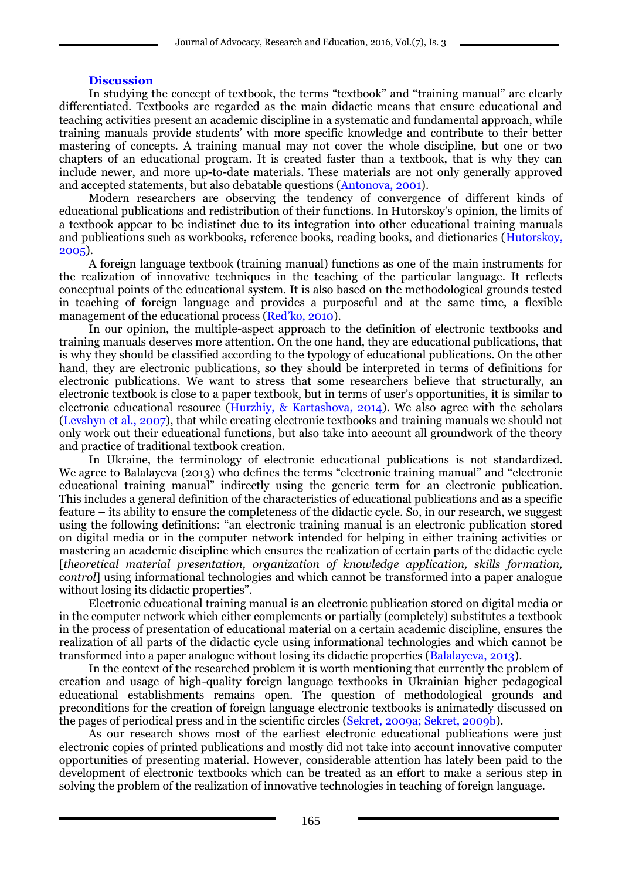## Discussion

In studying the concept of textbook, the terms "textbook" and "training manual" are clearly differentiated. Textbooks are regarded as the main didactic means that ensure educational and teaching activities present an academic discipline in a systematic and fundamental approach, while training manuals provide students' with more specific knowledge and contribute to their better mastering of concepts. A training manual may not cover the whole discipline, but one or two chapters of an educational program. It is created faster than a textbook, that is why they can include newer, and more up-to-date materials. These materials are not only generally approved and accepted statements, but also debatable questions (Antonova, 2001).

Modern researchers are observing the tendency of convergence of different kinds of educational publications and redistribution of their functions. In Hutorskoy's opinion, the limits of a textbook appear to be indistinct due to its integration into other educational training manuals and publications such as workbooks, reference books, reading books, and dictionaries (Hutorskoy, 2005).

A foreign language textbook (training manual) functions as one of the main instruments for the realization of innovative techniques in the teaching of the particular language. It reflects conceptual points of the educational system. It is also based on the methodological grounds tested in teaching of foreign language and provides a purposeful and at the same time, a flexible management of the educational process (Red'ko, 2010).

In our opinion, the multiple-aspect approach to the definition of electronic textbooks and training manuals deserves more attention. On the one hand, they are educational publications, that is why they should be classified according to the typology of educational publications. On the other hand, they are electronic publications, so they should be interpreted in terms of definitions for electronic publications. We want to stress that some researchers believe that structurally, an electronic textbook is close to a paper textbook, but in terms of user's opportunities, it is similar to electronic educational resource (Hurzhiy, & Kartashova, 2014). We also agree with the scholars (Levshyn et al., 2007), that while creating electronic textbooks and training manuals we should not only work out their educational functions, but also take into account all groundwork of the theory and practice of traditional textbook creation.

In Ukraine, the terminology of electronic educational publications is not standardized. We agree to Balalayeva (2013) who defines the terms "electronic training manual" and "electronic educational training manual" indirectly using the generic term for an electronic publication. This includes a general definition of the characteristics of educational publications and as a specific feature – its ability to ensure the completeness of the didactic cycle. So, in our research, we suggest using the following definitions: "an electronic training manual is an electronic publication stored on digital media or in the computer network intended for helping in either training activities or mastering an academic discipline which ensures the realization of certain parts of the didactic cycle [*theoretical material presentation, organization of knowledge application, skills formation, control*] using informational technologies and which cannot be transformed into a paper analogue without losing its didactic properties".

Electronic educational training manual is an electronic publication stored on digital media or in the computer network which either complements or partially (completely) substitutes a textbook in the process of presentation of educational material on a certain academic discipline, ensures the realization of all parts of the didactic cycle using informational technologies and which cannot be transformed into a paper analogue without losing its didactic properties (Balalayeva, 2013).

In the context of the researched problem it is worth mentioning that currently the problem of creation and usage of high-quality foreign language textbooks in Ukrainian higher pedagogical educational establishments remains open. The question of methodological grounds and preconditions for the creation of foreign language electronic textbooks is animatedly discussed on the pages of periodical press and in the scientific circles (Sekret, 2009a; Sekret, 2009b).

As our research shows most of the earliest electronic educational publications were just electronic copies of printed publications and mostly did not take into account innovative computer opportunities of presenting material. However, considerable attention has lately been paid to the development of electronic textbooks which can be treated as an effort to make a serious step in solving the problem of the realization of innovative technologies in teaching of foreign language.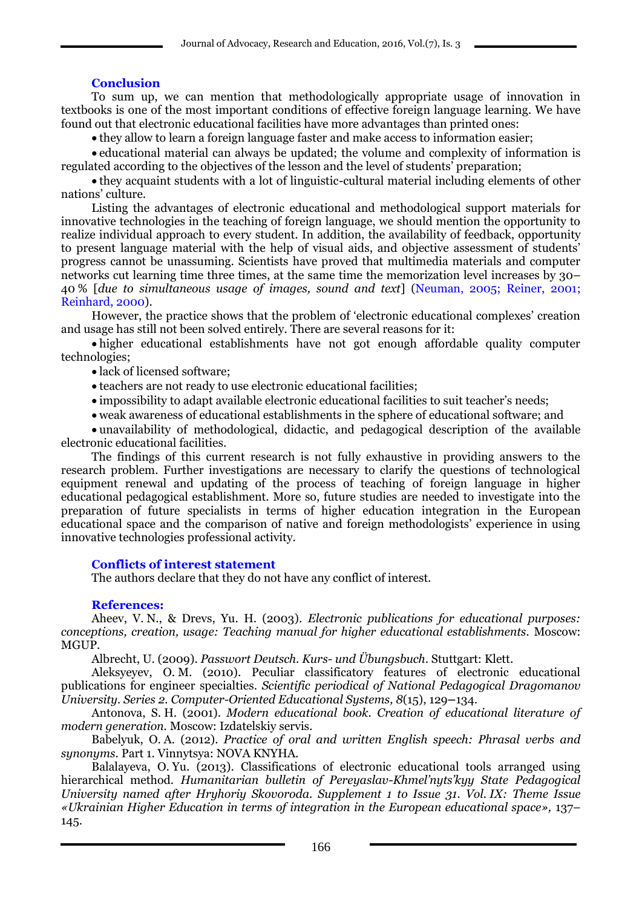## Conclusion

To sum up, we can mention that methodologically appropriate usage of innovation in textbooks is one of the most important conditions of effective foreign language learning. We have found out that electronic educational facilities have more advantages than printed ones:

- they allow to learn a foreign language faster and make access to information easier;
- educational material can always be updated; the volume and complexity of information is regulated according to the objectives of the lesson and the level of students' preparation;
- they acquaint students with a lot of linguistic-cultural material including elements of other nations' culture.

Listing the advantages of electronic educational and methodological support materials for innovative technologies in the teaching of foreign language, we should mention the opportunity to realize individual approach to every student. In addition, the availability of feedback, opportunity to present language material with the help of visual aids, and objective assessment of students' progress cannot be unassuming. Scientists have proved that multimedia materials and computer networks cut learning time three times, at the same time the memorization level increases by 30–40 % [*due to simultaneous usage of images, sound and text*] (Neuman, 2005; Reiner, 2001; Reinhard, 2000).

However, the practice shows that the problem of 'electronic educational complexes' creation and usage has still not been solved entirely. There are several reasons for it:

- higher educational establishments have not got enough affordable quality computer technologies;
- lack of licensed software;
- teachers are not ready to use electronic educational facilities;
- impossibility to adapt available electronic educational facilities to suit teacher's needs;
- weak awareness of educational establishments in the sphere of educational software; and
- unavailability of methodological, didactic, and pedagogical description of the available electronic educational facilities.

The findings of this current research is not fully exhaustive in providing answers to the research problem. Further investigations are necessary to clarify the questions of technological equipment renewal and updating of the process of teaching of foreign language in higher educational pedagogical establishment. More so, future studies are needed to investigate into the preparation of future specialists in terms of higher education integration in the European educational space and the comparison of native and foreign methodologists' experience in using innovative technologies professional activity.

## Conflicts of interest statement

The authors declare that they do not have any conflict of interest.

## References:

Aheev, V. N., & Drevs, Yu. H. (2003). *Electronic publications for educational purposes: conceptions, creation, usage: Teaching manual for higher educational establishments*. Moscow: MGUP.

Albrecht, U. (2009). *Passwort Deutsch. Kurs- und Übungsbuch*. Stuttgart: Klett.

Aleksyeyev, O. M. (2010). Peculiar classificatory features of electronic educational publications for engineer specialties. *Scientific periodical of National Pedagogical Dragomanov University. Series 2. Computer-Oriented Educational Systems, 8*(15), 129–134.

Antonova, S. H. (2001). *Modern educational book. Creation of educational literature of modern generation*. Moscow: Izdatelskiy servis.

Babelyuk, O. A. (2012). *Practice of oral and written English speech: Phrasal verbs and synonyms*. Part 1. Vinnytsya: NOVA KNYHA.

Balalayeva, O. Yu. (2013). Classifications of electronic educational tools arranged using hierarchical method. *Humanitarian bulletin of Pereyaslav-Khmel'nyts'kyy State Pedagogical University named after Hryhoriy Skovoroda. Supplement 1 to Issue 31. Vol. IX: Theme Issue «Ukrainian Higher Education in terms of integration in the European educational space»,* 137–145.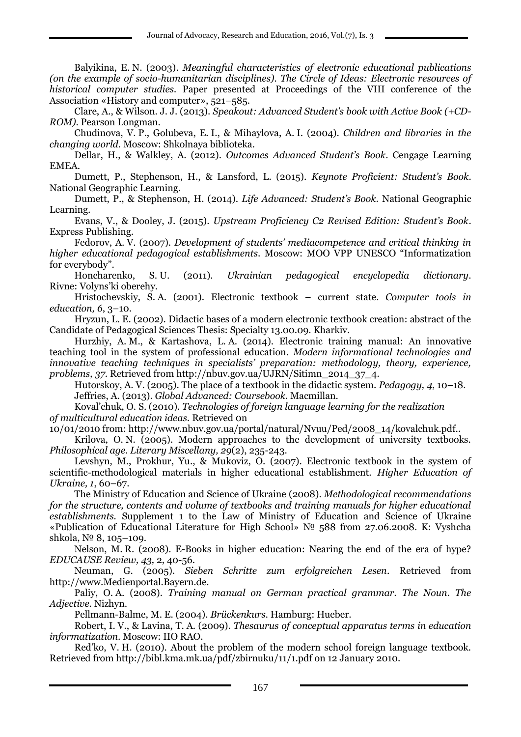Balyikina, E. N. (2003). *Meaningful characteristics of electronic educational publications (on the example of socio-humanitarian disciplines). The Circle of Ideas: Electronic resources of historical computer studies*. Paper presented at Proceedings of the VIII conference of the Association «History and computer», 521–585.

Clare, A., & Wilson. J. J. (2013). *Speakout: Advanced Student's book with Active Book (+CD-ROM)*. Pearson Longman.

Chudinova, V. P., Golubeva, E. I., & Mihaylova, A. I. (2004). *Children and libraries in the changing world*. Moscow: Shkolnaya biblioteka.

Dellar, H., & Walkley, A. (2012). *Outcomes Advanced Student's Book*. Cengage Learning EMEA.

Dumett, P., Stephenson, H., & Lansford, L. (2015). *Keynote Proficient: Student's Book*. National Geographic Learning.

Dumett, P., & Stephenson, H. (2014). *Life Advanced: Student's Book*. National Geographic Learning.

Evans, V., & Dooley, J. (2015). *Upstream Proficiency C2 Revised Edition: Student's Book*. Express Publishing.

Fedorov, A. V. (2007). *Development of students' mediacompetence and critical thinking in higher educational pedagogical establishments*. Moscow: MOO VPP UNESCO "Informatization for everybody".

Honcharenko, S. U. (2011). *Ukrainian pedagogical encyclopedia dictionary*. Rivne: Volyns'ki oberehy.

Hristochevskiy, S. A. (2001). Electronic textbook – current state. *Computer tools in education, 6*, 3–10.

Hryzun, L. E. (2002). Didactic bases of a modern electronic textbook creation: abstract of the Candidate of Pedagogical Sciences Thesis: Specialty 13.00.09. Kharkiv.

Hurzhiy, A. M., & Kartashova, L. A. (2014). Electronic training manual: An innovative teaching tool in the system of professional education. *Modern informational technologies and innovative teaching techniques in specialists' preparation: methodology, theory, experience, problems, 37*. Retrieved from http://nbuv.gov.ua/UJRN/Sitimn_2014_37_4.

Hutorskoy, A. V. (2005). The place of a textbook in the didactic system. *Pedagogy, 4*, 10–18.

Jeffries, A. (2013). *Global Advanced: Coursebook*. Macmillan.

Koval'chuk, O. S. (2010). *Technologies of foreign language learning for the realization of multicultural education ideas*. Retrieved on 10/01/2010 from: http://www.nbuv.gov.ua/portal/natural/Nvuu/Ped/2008_14/kovalchuk.pdf..

Krilova, O. N. (2005). Modern approaches to the development of university textbooks. *Philosophical age. Literary Miscellany, 29*(2), 235-243.

Levshyn, M., Prokhur, Yu., & Mukoviz, O. (2007). Electronic textbook in the system of scientific-methodological materials in higher educational establishment. *Higher Education of Ukraine, 1*, 60–67.

The Ministry of Education and Science of Ukraine (2008). *Methodological recommendations for the structure, contents and volume of textbooks and training manuals for higher educational establishments*. Supplement 1 to the Law of Ministry of Education and Science of Ukraine «Publication of Educational Literature for High School» № 588 from 27.06.2008. K: Vyshcha shkola, № 8, 105–109.

Nelson, M. R. (2008). E-Books in higher education: Nearing the end of the era of hype? *EDUCAUSE Review, 43,* 2, 40-56.

Neuman, G. (2005). *Sieben Schritte zum erfolgreichen Lesen*. Retrieved from http://www.Medienportal.Bayern.de.

Paliy, O. A. (2008). *Training manual on German practical grammar. The Noun. The Adjective*. Nizhyn.

Pellmann-Balme, M. E. (2004). *Brückenkurs*. Hamburg: Hueber.

Robert, I. V., & Lavina, T. A. (2009). *Thesaurus of conceptual apparatus terms in education informatization*. Moscow: IIO RAO.

Red'ko, V. H. (2010). About the problem of the modern school foreign language textbook. Retrieved from http://bibl.kma.mk.ua/pdf/zbirnuku/11/1.pdf on 12 January 2010.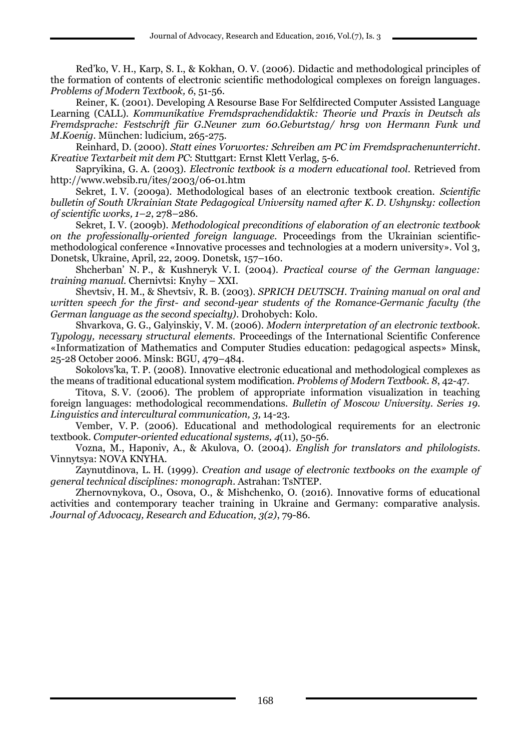Red'ko, V. H., Karp, S. I., & Kokhan, O. V. (2006). Didactic and methodological principles of the formation of contents of electronic scientific methodological complexes on foreign languages. *Problems of Modern Textbook, 6*, 51-56.

Reiner, K. (2001). Developing A Resourse Base For Selfdirected Computer Assisted Language Learning (CALL). *Kommunikative Fremdsprachendidaktik: Theorie und Praxis in Deutsch als Fremdsprache: Festschrift für G.Neuner zum 60.Geburtstag/ hrsg von Hermann Funk und M.Koenig*. München: ludicium, 265-275.

Reinhard, D. (2000). *Statt eines Vorwortes: Schreiben am PC im Fremdsprachenunterricht. Kreative Textarbeit mit dem PC*: Stuttgart: Ernst Klett Verlag, 5-6.

Sapryikina, G. A. (2003). *Electronic textbook is a modern educational tool*. Retrieved from http://www.websib.ru/ites/2003/06-01.htm

Sekret, I. V. (2009a). Methodological bases of an electronic textbook creation. *Scientific bulletin of South Ukrainian State Pedagogical University named after K. D. Ushynsky: collection of scientific works, 1–2*, 278–286.

Sekret, I. V. (2009b). *Methodological preconditions of elaboration of an electronic textbook on the professionally-oriented foreign language*. Proceedings from the Ukrainian scientific-methodological conference «Innovative processes and technologies at a modern university». Vol 3, Donetsk, Ukraine, April, 22, 2009. Donetsk, 157–160.

Shcherban' N. P., & Kushneryk V. I. (2004). *Practical course of the German language: training manual*. Chernivtsi: Knyhy – XXI.

Shevtsiv, H. M., & Shevtsiv, R. B. (2003). *SPRICH DEUTSCH. Training manual on oral and written speech for the first- and second-year students of the Romance-Germanic faculty (the German language as the second specialty)*. Drohobych: Kolo.

Shvarkova, G. G., Galyinskiy, V. M. (2006). *Modern interpretation of an electronic textbook. Typology, necessary structural elements*. Proceedings of the International Scientific Conference «Informatization of Mathematics and Computer Studies education: pedagogical aspects» Minsk, 25-28 October 2006. Minsk: BGU, 479–484.

Sokolovs'ka, T. P. (2008). Innovative electronic educational and methodological complexes as the means of traditional educational system modification. *Problems of Modern Textbook. 8*, 42-47.

Titova, S. V. (2006). The problem of appropriate information visualization in teaching foreign languages: methodological recommendations. *Bulletin of Moscow University. Series 19. Linguistics and intercultural communication, 3,* 14-23.

Vember, V. P. (2006). Educational and methodological requirements for an electronic textbook. *Computer-oriented educational systems, 4*(11), 50-56.

Vozna, M., Haponiv, A., & Akulova, O. (2004). *English for translators and philologists*. Vinnytsya: NOVA KNYHA.

Zaynutdinova, L. H. (1999). *Creation and usage of electronic textbooks on the example of general technical disciplines: monograph*. Astrahan: TsNTEP.

Zhernovnykova, O., Osova, O., & Mishchenko, O. (2016). Innovative forms of educational activities and contemporary teacher training in Ukraine and Germany: comparative analysis. *Journal of Advocacy, Research and Education, 3(2)*, 79-86.